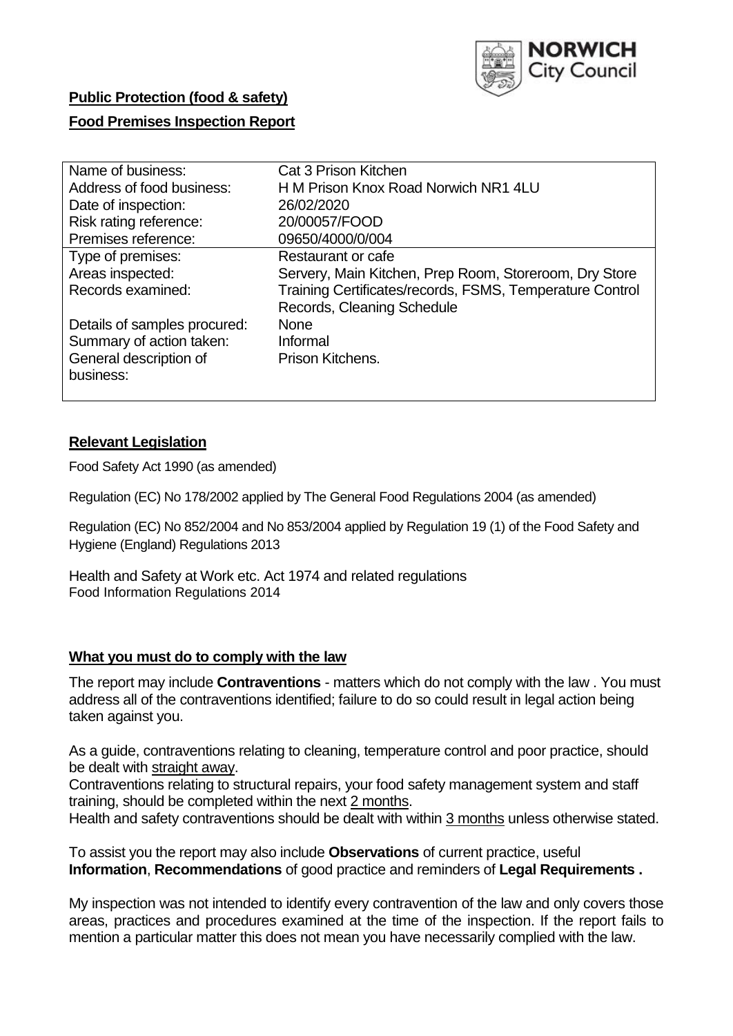NORWICH City Council

**Public Protection (food & safety)**

**Food Premises Inspection Report**

| Name of business: | Cat 3 Prison Kitchen |
| --- | --- |
| Address of food business: | H M Prison Knox Road Norwich NR1 4LU |
| Date of inspection: | 26/02/2020 |
| Risk rating reference: | 20/00057/FOOD |
| Premises reference: | 09650/4000/0/004 |
| Type of premises: | Restaurant or cafe |
| Areas inspected: | Servery, Main Kitchen, Prep Room, Storeroom, Dry Store |
| Records examined: | Training Certificates/records, FSMS, Temperature Control Records, Cleaning Schedule |
| Details of samples procured: | None |
| Summary of action taken: | Informal |
| General description of business: | Prison Kitchens. |

## Relevant Legislation

Food Safety Act 1990 (as amended)

Regulation (EC) No 178/2002 applied by The General Food Regulations 2004 (as amended)

Regulation (EC) No 852/2004 and No 853/2004 applied by Regulation 19 (1) of the Food Safety and Hygiene (England) Regulations 2013

Health and Safety at Work etc. Act 1974 and related regulations
Food Information Regulations 2014

## What you must do to comply with the law

The report may include **Contraventions** - matters which do not comply with the law . You must address all of the contraventions identified; failure to do so could result in legal action being taken against you.

As a guide, contraventions relating to cleaning, temperature control and poor practice, should be dealt with straight away.
Contraventions relating to structural repairs, your food safety management system and staff training, should be completed within the next 2 months.
Health and safety contraventions should be dealt with within 3 months unless otherwise stated.

To assist you the report may also include **Observations** of current practice, useful **Information**, **Recommendations** of good practice and reminders of **Legal Requirements .**

My inspection was not intended to identify every contravention of the law and only covers those areas, practices and procedures examined at the time of the inspection. If the report fails to mention a particular matter this does not mean you have necessarily complied with the law.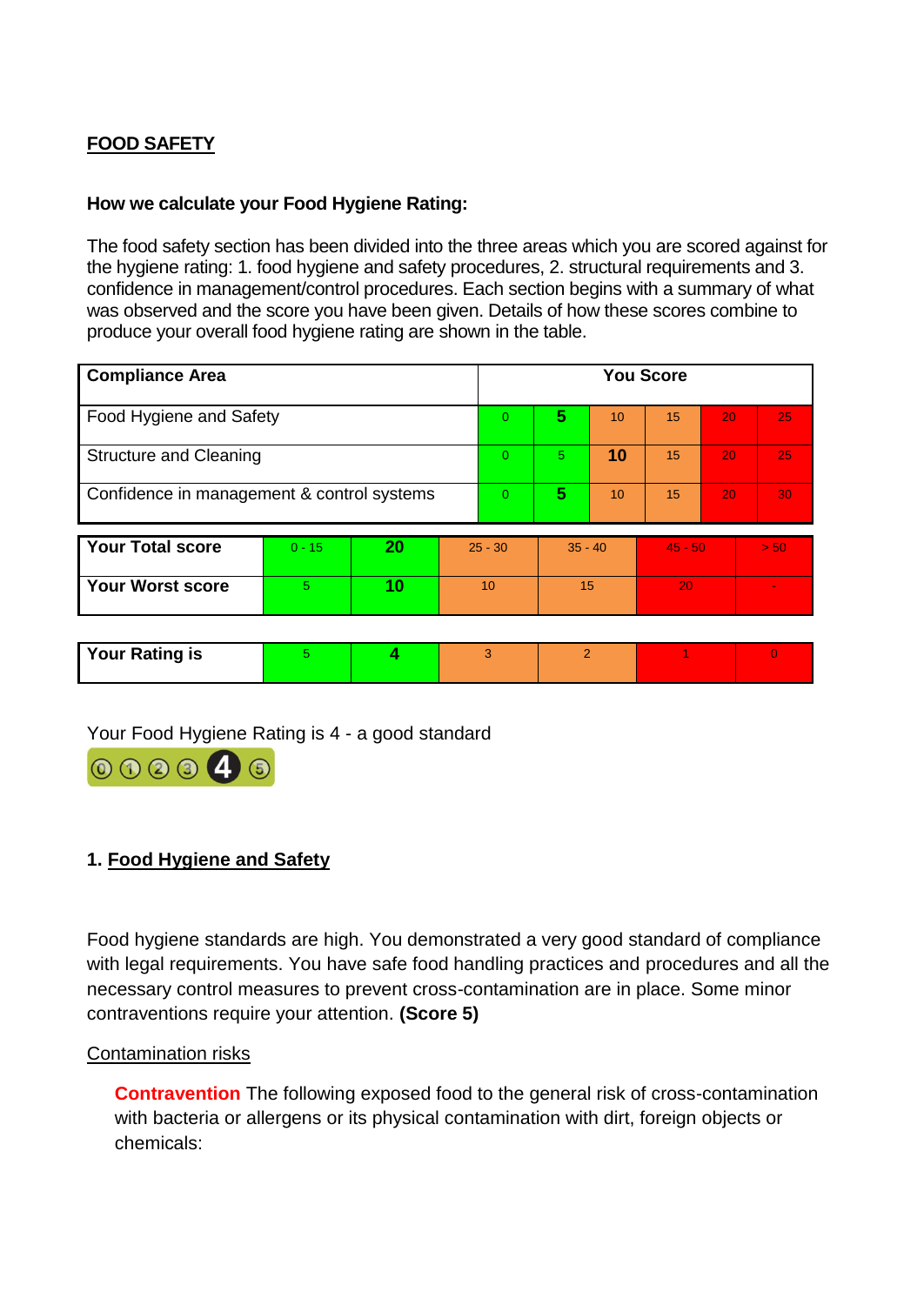## FOOD SAFETY

**How we calculate your Food Hygiene Rating:**

The food safety section has been divided into the three areas which you are scored against for the hygiene rating: 1. food hygiene and safety procedures, 2. structural requirements and 3. confidence in management/control procedures. Each section begins with a summary of what was observed and the score you have been given. Details of how these scores combine to produce your overall food hygiene rating are shown in the table.

| Compliance Area | You Score | | | | | |
|---|---|---|---|---|---|---|
| Food Hygiene and Safety | 0 | **5** | 10 | 15 | 20 | 25 |
| Structure and Cleaning | 0 | 5 | **10** | 15 | 20 | 25 |
| Confidence in management & control systems | 0 | **5** | 10 | 15 | 20 | 30 |

| | | | | | | |
|---|---|---|---|---|---|---|
| **Your Total score** | 0 - 15 | **20** | 25 - 30 | 35 - 40 | 45 - 50 | > 50 |
| **Your Worst score** | 5 | **10** | 10 | 15 | 20 | - |

| | | | | | | |
|---|---|---|---|---|---|---|
| **Your Rating is** | 5 | **4** | 3 | 2 | 1 | 0 |

Your Food Hygiene Rating is 4 - a good standard

## 1. Food Hygiene and Safety

Food hygiene standards are high. You demonstrated a very good standard of compliance with legal requirements. You have safe food handling practices and procedures and all the necessary control measures to prevent cross-contamination are in place. Some minor contraventions require your attention. **(Score 5)**

Contamination risks

**Contravention** The following exposed food to the general risk of cross-contamination with bacteria or allergens or its physical contamination with dirt, foreign objects or chemicals: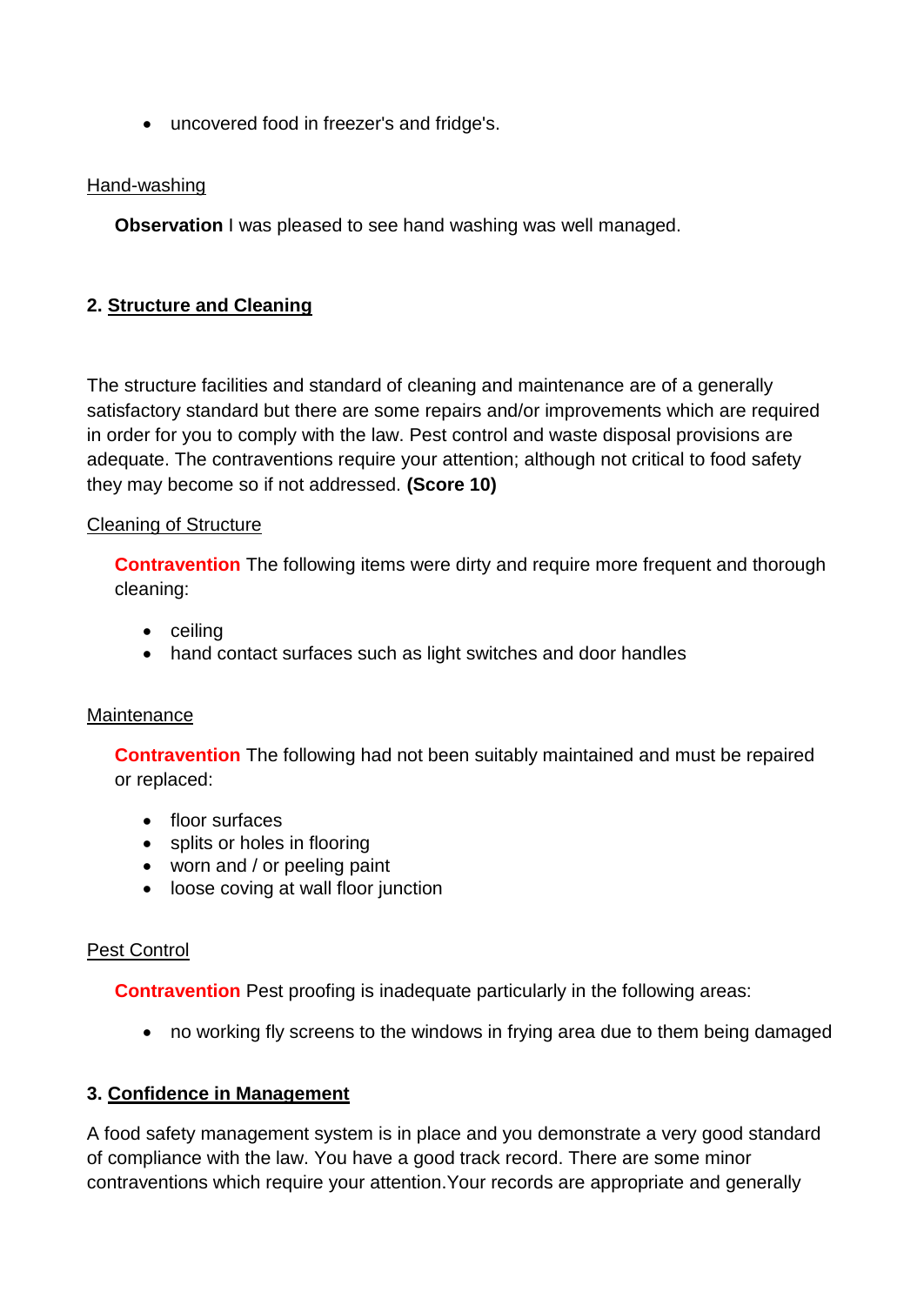- uncovered food in freezer's and fridge's.

Hand-washing

**Observation** I was pleased to see hand washing was well managed.

## 2. Structure and Cleaning

The structure facilities and standard of cleaning and maintenance are of a generally satisfactory standard but there are some repairs and/or improvements which are required in order for you to comply with the law. Pest control and waste disposal provisions are adequate. The contraventions require your attention; although not critical to food safety they may become so if not addressed. **(Score 10)**

Cleaning of Structure

**Contravention** The following items were dirty and require more frequent and thorough cleaning:

- ceiling
- hand contact surfaces such as light switches and door handles

Maintenance

**Contravention** The following had not been suitably maintained and must be repaired or replaced:

- floor surfaces
- splits or holes in flooring
- worn and / or peeling paint
- loose coving at wall floor junction

Pest Control

**Contravention** Pest proofing is inadequate particularly in the following areas:

- no working fly screens to the windows in frying area due to them being damaged

## 3. Confidence in Management

A food safety management system is in place and you demonstrate a very good standard of compliance with the law. You have a good track record. There are some minor contraventions which require your attention.Your records are appropriate and generally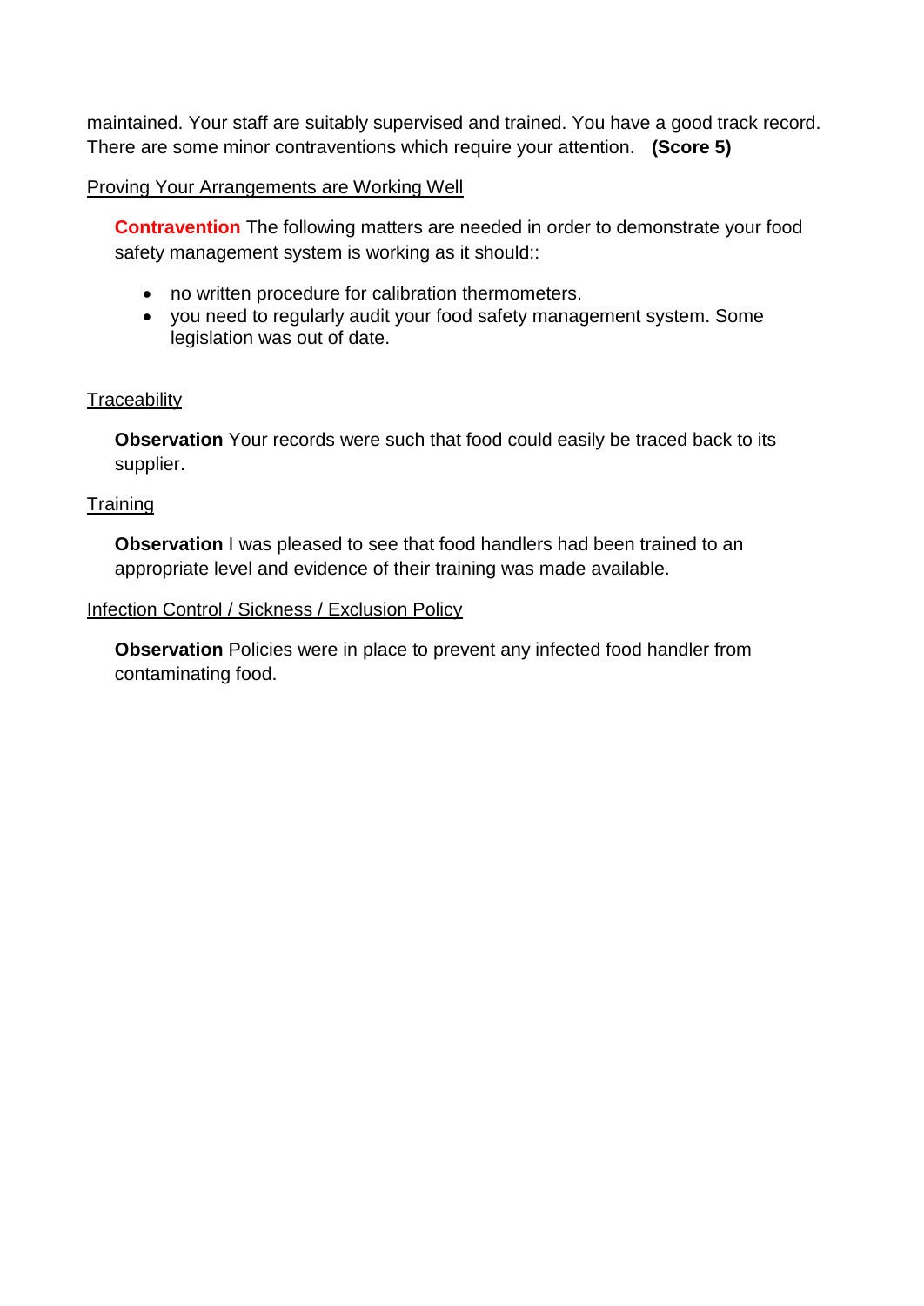maintained. Your staff are suitably supervised and trained. You have a good track record. There are some minor contraventions which require your attention. **(Score 5)**

Proving Your Arrangements are Working Well

**Contravention** The following matters are needed in order to demonstrate your food safety management system is working as it should::

- no written procedure for calibration thermometers.
- you need to regularly audit your food safety management system. Some legislation was out of date.

Traceability

**Observation** Your records were such that food could easily be traced back to its supplier.

Training

**Observation** I was pleased to see that food handlers had been trained to an appropriate level and evidence of their training was made available.

Infection Control / Sickness / Exclusion Policy

**Observation** Policies were in place to prevent any infected food handler from contaminating food.